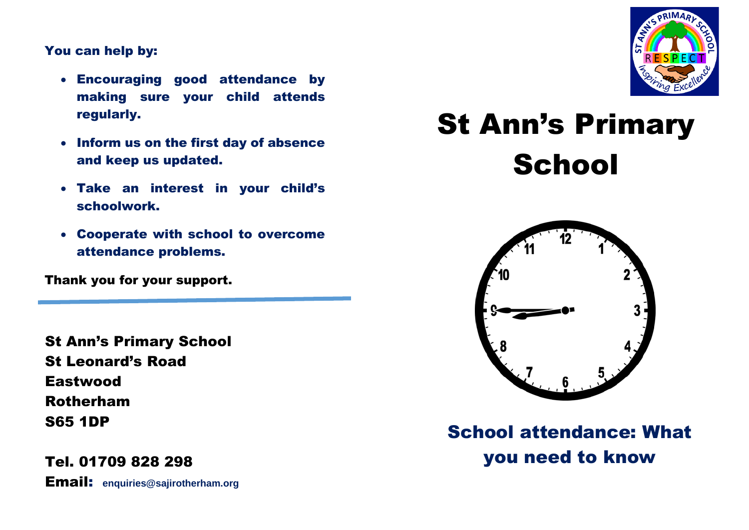**You can help by:**

- **Encouraging good attendance by making sure your child attends regularly.**
- **Inform us on the first day of absence and keep us updated.**
- **Take an interest in your child's schoolwork.**
- **Cooperate with school to overcome attendance problems.**

**Thank you for your support.**

---

**St Ann's Primary School**
**St Leonard's Road**
**Eastwood**
**Rotherham**
**S65 1DP**

**Tel. 01709 828 298**
**Email:** **enquiries@sajirotherham.org**

# St Ann's Primary School

## School attendance: What you need to know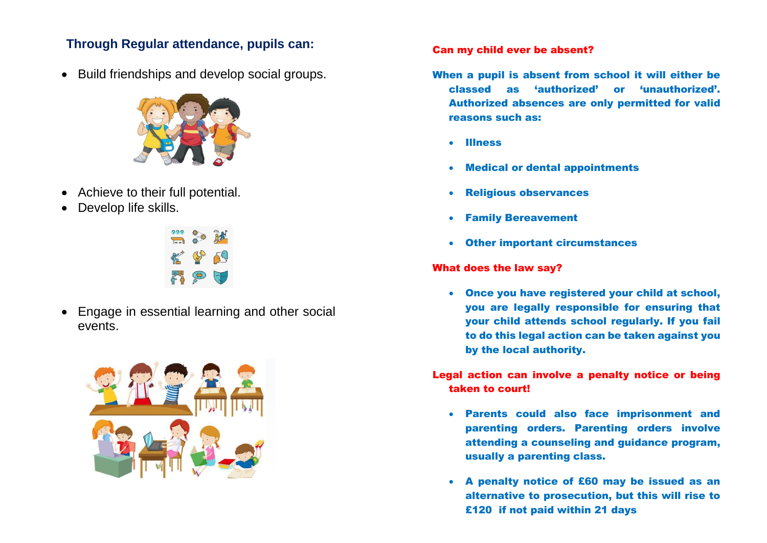## Through Regular attendance, pupils can:

- Build friendships and develop social groups.
- Achieve to their full potential.
- Develop life skills.
- Engage in essential learning and other social events.

**Can my child ever be absent?**

**When a pupil is absent from school it will either be classed as 'authorized' or 'unauthorized'. Authorized absences are only permitted for valid reasons such as:**

- **Illness**
- **Medical or dental appointments**
- **Religious observances**
- **Family Bereavement**
- **Other important circumstances**

**What does the law say?**

- **Once you have registered your child at school, you are legally responsible for ensuring that your child attends school regularly. If you fail to do this legal action can be taken against you by the local authority.**

**Legal action can involve a penalty notice or being taken to court!**

- **Parents could also face imprisonment and parenting orders. Parenting orders involve attending a counseling and guidance program, usually a parenting class.**
- **A penalty notice of £60 may be issued as an alternative to prosecution, but this will rise to £120 if not paid within 21 days**